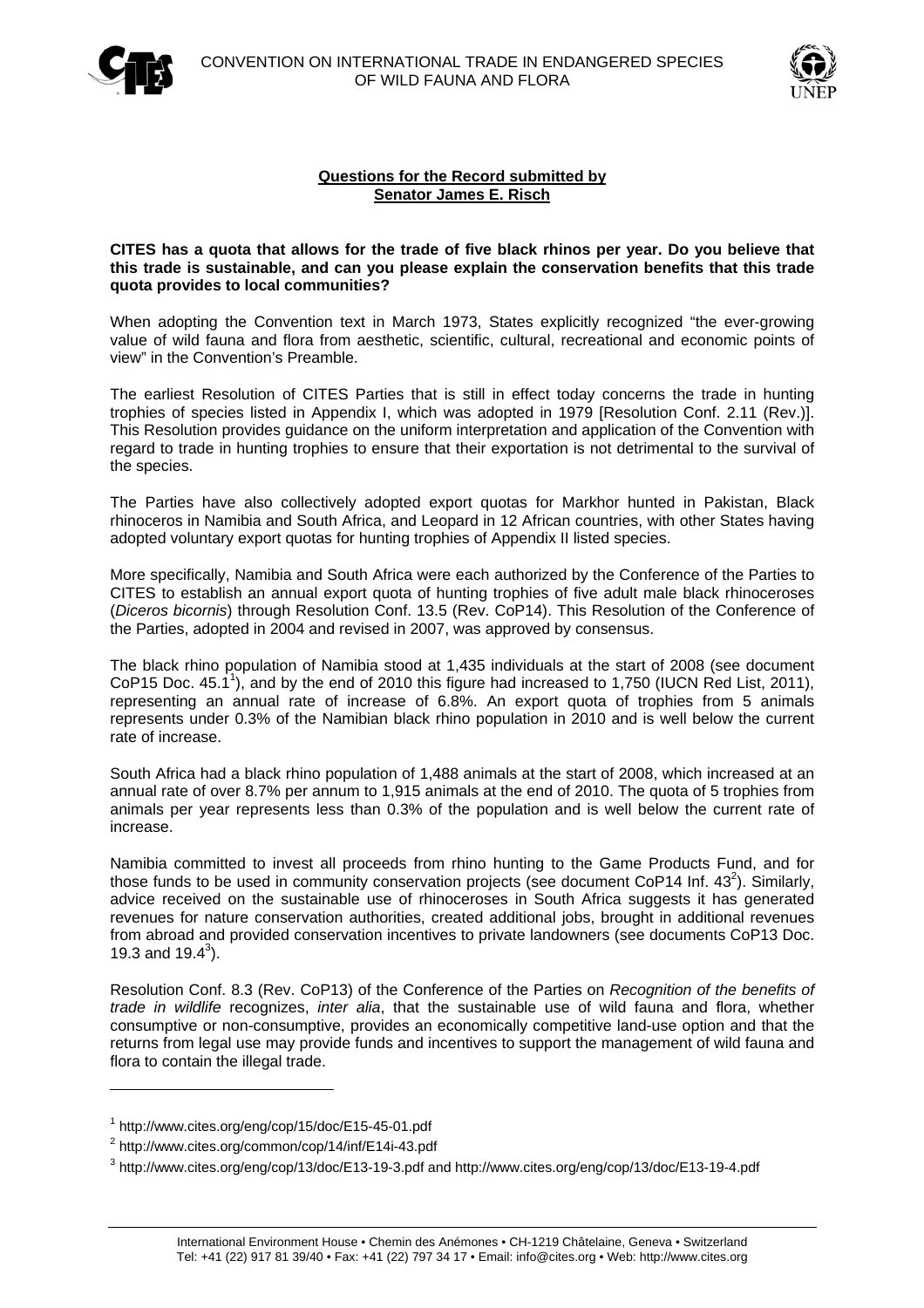CONVENTION ON INTERNATIONAL TRADE IN ENDANGERED SPECIES OF WILD FAUNA AND FLORA

**Questions for the Record submitted by Senator James E. Risch**

**CITES has a quota that allows for the trade of five black rhinos per year. Do you believe that this trade is sustainable, and can you please explain the conservation benefits that this trade quota provides to local communities?**

When adopting the Convention text in March 1973, States explicitly recognized "the ever-growing value of wild fauna and flora from aesthetic, scientific, cultural, recreational and economic points of view" in the Convention's Preamble.

The earliest Resolution of CITES Parties that is still in effect today concerns the trade in hunting trophies of species listed in Appendix I, which was adopted in 1979 [Resolution Conf. 2.11 (Rev.)]. This Resolution provides guidance on the uniform interpretation and application of the Convention with regard to trade in hunting trophies to ensure that their exportation is not detrimental to the survival of the species.

The Parties have also collectively adopted export quotas for Markhor hunted in Pakistan, Black rhinoceros in Namibia and South Africa, and Leopard in 12 African countries, with other States having adopted voluntary export quotas for hunting trophies of Appendix II listed species.

More specifically, Namibia and South Africa were each authorized by the Conference of the Parties to CITES to establish an annual export quota of hunting trophies of five adult male black rhinoceroses (*Diceros bicornis*) through Resolution Conf. 13.5 (Rev. CoP14). This Resolution of the Conference of the Parties, adopted in 2004 and revised in 2007, was approved by consensus.

The black rhino population of Namibia stood at 1,435 individuals at the start of 2008 (see document CoP15 Doc. 45.1[1]), and by the end of 2010 this figure had increased to 1,750 (IUCN Red List, 2011), representing an annual rate of increase of 6.8%. An export quota of trophies from 5 animals represents under 0.3% of the Namibian black rhino population in 2010 and is well below the current rate of increase.

South Africa had a black rhino population of 1,488 animals at the start of 2008, which increased at an annual rate of over 8.7% per annum to 1,915 animals at the end of 2010. The quota of 5 trophies from animals per year represents less than 0.3% of the population and is well below the current rate of increase.

Namibia committed to invest all proceeds from rhino hunting to the Game Products Fund, and for those funds to be used in community conservation projects (see document CoP14 Inf. 43[2]). Similarly, advice received on the sustainable use of rhinoceroses in South Africa suggests it has generated revenues for nature conservation authorities, created additional jobs, brought in additional revenues from abroad and provided conservation incentives to private landowners (see documents CoP13 Doc. 19.3 and 19.4[3]).

Resolution Conf. 8.3 (Rev. CoP13) of the Conference of the Parties on *Recognition of the benefits of trade in wildlife* recognizes, *inter alia*, that the sustainable use of wild fauna and flora, whether consumptive or non-consumptive, provides an economically competitive land-use option and that the returns from legal use may provide funds and incentives to support the management of wild fauna and flora to contain the illegal trade.

---

[1] http://www.cites.org/eng/cop/15/doc/E15-45-01.pdf

[2] http://www.cites.org/common/cop/14/inf/E14i-43.pdf

[3] http://www.cites.org/eng/cop/13/doc/E13-19-3.pdf and http://www.cites.org/eng/cop/13/doc/E13-19-4.pdf

International Environment House • Chemin des Anémones • CH-1219 Châtelaine, Geneva • Switzerland
Tel: +41 (22) 917 81 39/40 • Fax: +41 (22) 797 34 17 • Email: info@cites.org • Web: http://www.cites.org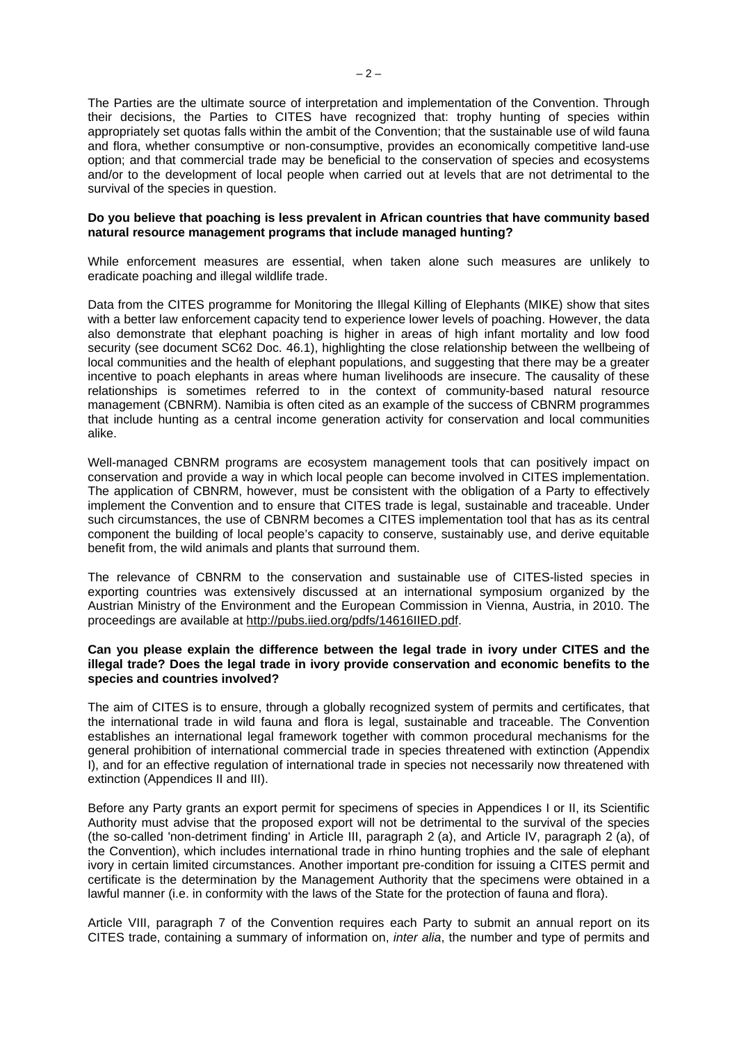The Parties are the ultimate source of interpretation and implementation of the Convention. Through their decisions, the Parties to CITES have recognized that: trophy hunting of species within appropriately set quotas falls within the ambit of the Convention; that the sustainable use of wild fauna and flora, whether consumptive or non-consumptive, provides an economically competitive land-use option; and that commercial trade may be beneficial to the conservation of species and ecosystems and/or to the development of local people when carried out at levels that are not detrimental to the survival of the species in question.

**Do you believe that poaching is less prevalent in African countries that have community based natural resource management programs that include managed hunting?**

While enforcement measures are essential, when taken alone such measures are unlikely to eradicate poaching and illegal wildlife trade.

Data from the CITES programme for Monitoring the Illegal Killing of Elephants (MIKE) show that sites with a better law enforcement capacity tend to experience lower levels of poaching. However, the data also demonstrate that elephant poaching is higher in areas of high infant mortality and low food security (see document SC62 Doc. 46.1), highlighting the close relationship between the wellbeing of local communities and the health of elephant populations, and suggesting that there may be a greater incentive to poach elephants in areas where human livelihoods are insecure. The causality of these relationships is sometimes referred to in the context of community-based natural resource management (CBNRM). Namibia is often cited as an example of the success of CBNRM programmes that include hunting as a central income generation activity for conservation and local communities alike.

Well-managed CBNRM programs are ecosystem management tools that can positively impact on conservation and provide a way in which local people can become involved in CITES implementation. The application of CBNRM, however, must be consistent with the obligation of a Party to effectively implement the Convention and to ensure that CITES trade is legal, sustainable and traceable. Under such circumstances, the use of CBNRM becomes a CITES implementation tool that has as its central component the building of local people's capacity to conserve, sustainably use, and derive equitable benefit from, the wild animals and plants that surround them.

The relevance of CBNRM to the conservation and sustainable use of CITES-listed species in exporting countries was extensively discussed at an international symposium organized by the Austrian Ministry of the Environment and the European Commission in Vienna, Austria, in 2010. The proceedings are available at http://pubs.iied.org/pdfs/14616IIED.pdf.

**Can you please explain the difference between the legal trade in ivory under CITES and the illegal trade? Does the legal trade in ivory provide conservation and economic benefits to the species and countries involved?**

The aim of CITES is to ensure, through a globally recognized system of permits and certificates, that the international trade in wild fauna and flora is legal, sustainable and traceable. The Convention establishes an international legal framework together with common procedural mechanisms for the general prohibition of international commercial trade in species threatened with extinction (Appendix I), and for an effective regulation of international trade in species not necessarily now threatened with extinction (Appendices II and III).

Before any Party grants an export permit for specimens of species in Appendices I or II, its Scientific Authority must advise that the proposed export will not be detrimental to the survival of the species (the so-called 'non-detriment finding' in Article III, paragraph 2 (a), and Article IV, paragraph 2 (a), of the Convention), which includes international trade in rhino hunting trophies and the sale of elephant ivory in certain limited circumstances. Another important pre-condition for issuing a CITES permit and certificate is the determination by the Management Authority that the specimens were obtained in a lawful manner (i.e. in conformity with the laws of the State for the protection of fauna and flora).

Article VIII, paragraph 7 of the Convention requires each Party to submit an annual report on its CITES trade, containing a summary of information on, *inter alia*, the number and type of permits and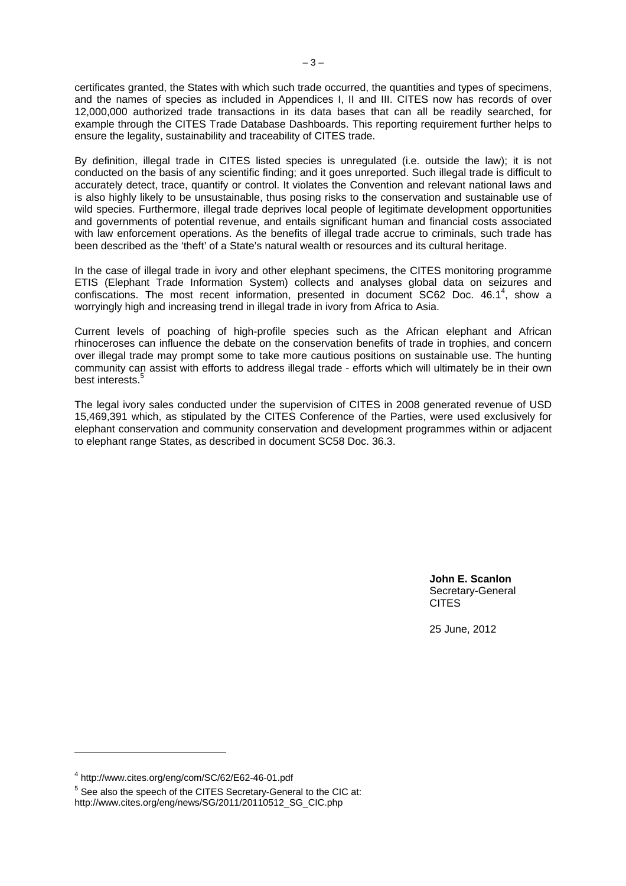certificates granted, the States with which such trade occurred, the quantities and types of specimens, and the names of species as included in Appendices I, II and III. CITES now has records of over 12,000,000 authorized trade transactions in its data bases that can all be readily searched, for example through the CITES Trade Database Dashboards. This reporting requirement further helps to ensure the legality, sustainability and traceability of CITES trade.

By definition, illegal trade in CITES listed species is unregulated (i.e. outside the law); it is not conducted on the basis of any scientific finding; and it goes unreported. Such illegal trade is difficult to accurately detect, trace, quantify or control. It violates the Convention and relevant national laws and is also highly likely to be unsustainable, thus posing risks to the conservation and sustainable use of wild species. Furthermore, illegal trade deprives local people of legitimate development opportunities and governments of potential revenue, and entails significant human and financial costs associated with law enforcement operations. As the benefits of illegal trade accrue to criminals, such trade has been described as the 'theft' of a State's natural wealth or resources and its cultural heritage.

In the case of illegal trade in ivory and other elephant specimens, the CITES monitoring programme ETIS (Elephant Trade Information System) collects and analyses global data on seizures and confiscations. The most recent information, presented in document SC62 Doc. 46.1[4], show a worryingly high and increasing trend in illegal trade in ivory from Africa to Asia.

Current levels of poaching of high-profile species such as the African elephant and African rhinoceroses can influence the debate on the conservation benefits of trade in trophies, and concern over illegal trade may prompt some to take more cautious positions on sustainable use. The hunting community can assist with efforts to address illegal trade - efforts which will ultimately be in their own best interests.[5]

The legal ivory sales conducted under the supervision of CITES in 2008 generated revenue of USD 15,469,391 which, as stipulated by the CITES Conference of the Parties, were used exclusively for elephant conservation and community conservation and development programmes within or adjacent to elephant range States, as described in document SC58 Doc. 36.3.

**John E. Scanlon**
Secretary-General
CITES

25 June, 2012

---

[4] http://www.cites.org/eng/com/SC/62/E62-46-01.pdf

[5] See also the speech of the CITES Secretary-General to the CIC at: http://www.cites.org/eng/news/SG/2011/20110512_SG_CIC.php